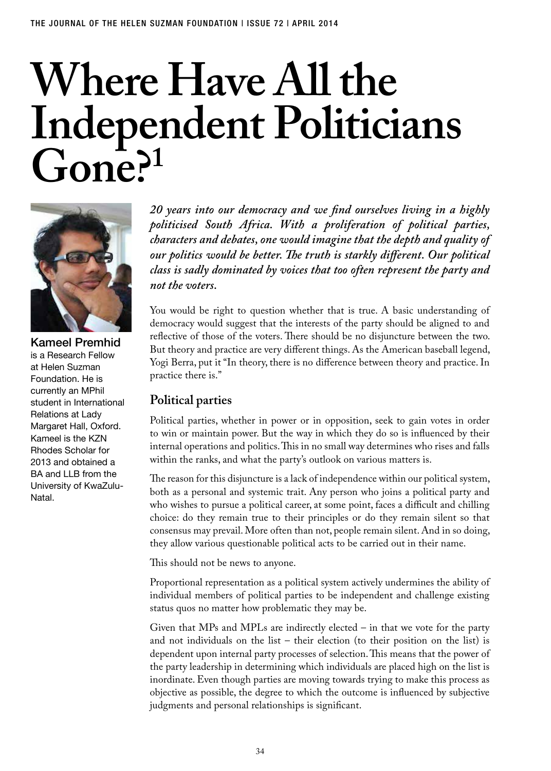# Where Have All the Independent Politicians Gone?[1]

**Kameel Premhid** is a Research Fellow at Helen Suzman Foundation. He is currently an MPhil student in International Relations at Lady Margaret Hall, Oxford. Kameel is the KZN Rhodes Scholar for 2013 and obtained a BA and LLB from the University of KwaZulu-Natal.

***20 years into our democracy and we find ourselves living in a highly politicised South Africa. With a proliferation of political parties, characters and debates, one would imagine that the depth and quality of our politics would be better. The truth is starkly different. Our political class is sadly dominated by voices that too often represent the party and not the voters.***

You would be right to question whether that is true. A basic understanding of democracy would suggest that the interests of the party should be aligned to and reflective of those of the voters. There should be no disjuncture between the two. But theory and practice are very different things. As the American baseball legend, Yogi Berra, put it "In theory, there is no difference between theory and practice. In practice there is."

## Political parties

Political parties, whether in power or in opposition, seek to gain votes in order to win or maintain power. But the way in which they do so is influenced by their internal operations and politics. This in no small way determines who rises and falls within the ranks, and what the party's outlook on various matters is.

The reason for this disjuncture is a lack of independence within our political system, both as a personal and systemic trait. Any person who joins a political party and who wishes to pursue a political career, at some point, faces a difficult and chilling choice: do they remain true to their principles or do they remain silent so that consensus may prevail. More often than not, people remain silent. And in so doing, they allow various questionable political acts to be carried out in their name.

This should not be news to anyone.

Proportional representation as a political system actively undermines the ability of individual members of political parties to be independent and challenge existing status quos no matter how problematic they may be.

Given that MPs and MPLs are indirectly elected – in that we vote for the party and not individuals on the list – their election (to their position on the list) is dependent upon internal party processes of selection. This means that the power of the party leadership in determining which individuals are placed high on the list is inordinate. Even though parties are moving towards trying to make this process as objective as possible, the degree to which the outcome is influenced by subjective judgments and personal relationships is significant.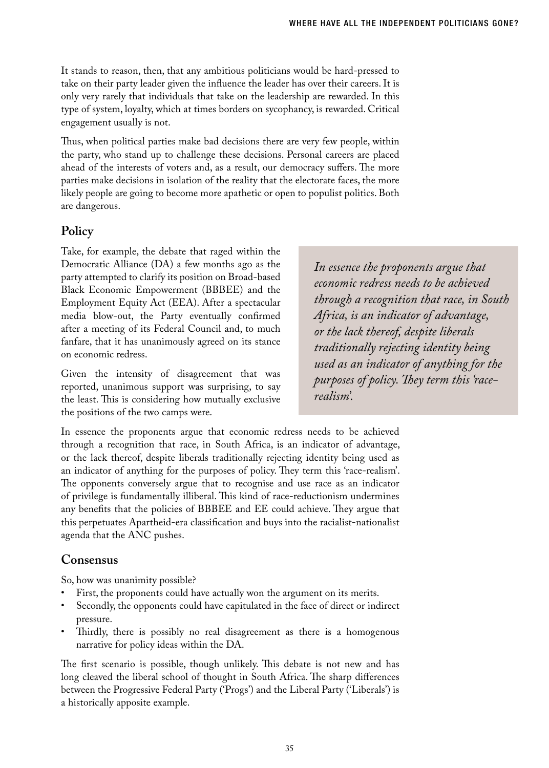It stands to reason, then, that any ambitious politicians would be hard-pressed to take on their party leader given the influence the leader has over their careers. It is only very rarely that individuals that take on the leadership are rewarded. In this type of system, loyalty, which at times borders on sycophancy, is rewarded. Critical engagement usually is not.

Thus, when political parties make bad decisions there are very few people, within the party, who stand up to challenge these decisions. Personal careers are placed ahead of the interests of voters and, as a result, our democracy suffers. The more parties make decisions in isolation of the reality that the electorate faces, the more likely people are going to become more apathetic or open to populist politics. Both are dangerous.

## Policy

Take, for example, the debate that raged within the Democratic Alliance (DA) a few months ago as the party attempted to clarify its position on Broad-based Black Economic Empowerment (BBBEE) and the Employment Equity Act (EEA). After a spectacular media blow-out, the Party eventually confirmed after a meeting of its Federal Council and, to much fanfare, that it has unanimously agreed on its stance on economic redress.

Given the intensity of disagreement that was reported, unanimous support was surprising, to say the least. This is considering how mutually exclusive the positions of the two camps were.

> *In essence the proponents argue that economic redress needs to be achieved through a recognition that race, in South Africa, is an indicator of advantage, or the lack thereof, despite liberals traditionally rejecting identity being used as an indicator of anything for the purposes of policy. They term this 'race-realism'.*

In essence the proponents argue that economic redress needs to be achieved through a recognition that race, in South Africa, is an indicator of advantage, or the lack thereof, despite liberals traditionally rejecting identity being used as an indicator of anything for the purposes of policy. They term this 'race-realism'. The opponents conversely argue that to recognise and use race as an indicator of privilege is fundamentally illiberal. This kind of race-reductionism undermines any benefits that the policies of BBBEE and EE could achieve. They argue that this perpetuates Apartheid-era classification and buys into the racialist-nationalist agenda that the ANC pushes.

## Consensus

So, how was unanimity possible?

- First, the proponents could have actually won the argument on its merits.
- Secondly, the opponents could have capitulated in the face of direct or indirect pressure.
- Thirdly, there is possibly no real disagreement as there is a homogenous narrative for policy ideas within the DA.

The first scenario is possible, though unlikely. This debate is not new and has long cleaved the liberal school of thought in South Africa. The sharp differences between the Progressive Federal Party ('Progs') and the Liberal Party ('Liberals') is a historically apposite example.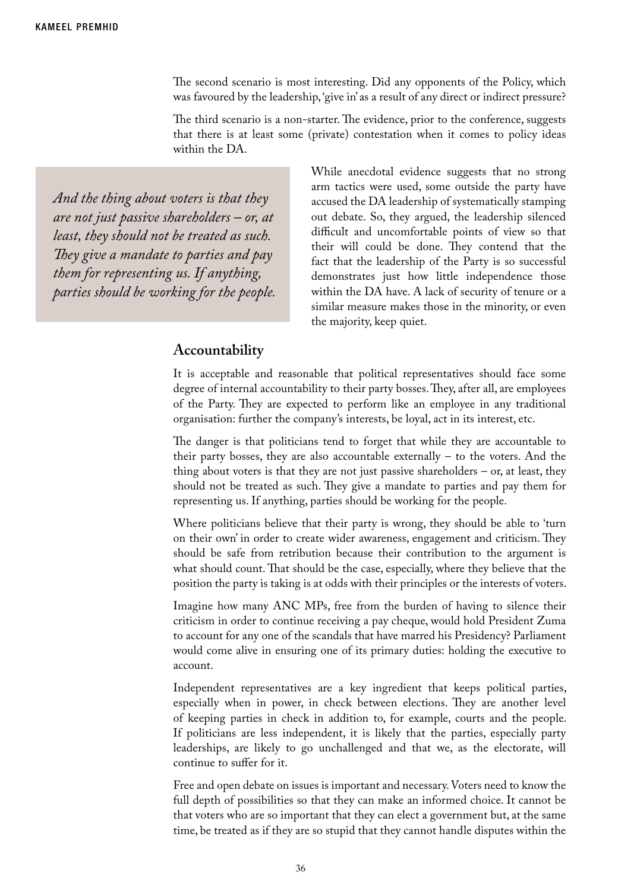The second scenario is most interesting. Did any opponents of the Policy, which was favoured by the leadership, 'give in' as a result of any direct or indirect pressure?

The third scenario is a non-starter. The evidence, prior to the conference, suggests that there is at least some (private) contestation when it comes to policy ideas within the DA.

> *And the thing about voters is that they are not just passive shareholders – or, at least, they should not be treated as such. They give a mandate to parties and pay them for representing us. If anything, parties should be working for the people.*

While anecdotal evidence suggests that no strong arm tactics were used, some outside the party have accused the DA leadership of systematically stamping out debate. So, they argued, the leadership silenced difficult and uncomfortable points of view so that their will could be done. They contend that the fact that the leadership of the Party is so successful demonstrates just how little independence those within the DA have. A lack of security of tenure or a similar measure makes those in the minority, or even the majority, keep quiet.

## Accountability

It is acceptable and reasonable that political representatives should face some degree of internal accountability to their party bosses. They, after all, are employees of the Party. They are expected to perform like an employee in any traditional organisation: further the company's interests, be loyal, act in its interest, etc.

The danger is that politicians tend to forget that while they are accountable to their party bosses, they are also accountable externally – to the voters. And the thing about voters is that they are not just passive shareholders – or, at least, they should not be treated as such. They give a mandate to parties and pay them for representing us. If anything, parties should be working for the people.

Where politicians believe that their party is wrong, they should be able to 'turn on their own' in order to create wider awareness, engagement and criticism. They should be safe from retribution because their contribution to the argument is what should count. That should be the case, especially, where they believe that the position the party is taking is at odds with their principles or the interests of voters.

Imagine how many ANC MPs, free from the burden of having to silence their criticism in order to continue receiving a pay cheque, would hold President Zuma to account for any one of the scandals that have marred his Presidency? Parliament would come alive in ensuring one of its primary duties: holding the executive to account.

Independent representatives are a key ingredient that keeps political parties, especially when in power, in check between elections. They are another level of keeping parties in check in addition to, for example, courts and the people. If politicians are less independent, it is likely that the parties, especially party leaderships, are likely to go unchallenged and that we, as the electorate, will continue to suffer for it.

Free and open debate on issues is important and necessary. Voters need to know the full depth of possibilities so that they can make an informed choice. It cannot be that voters who are so important that they can elect a government but, at the same time, be treated as if they are so stupid that they cannot handle disputes within the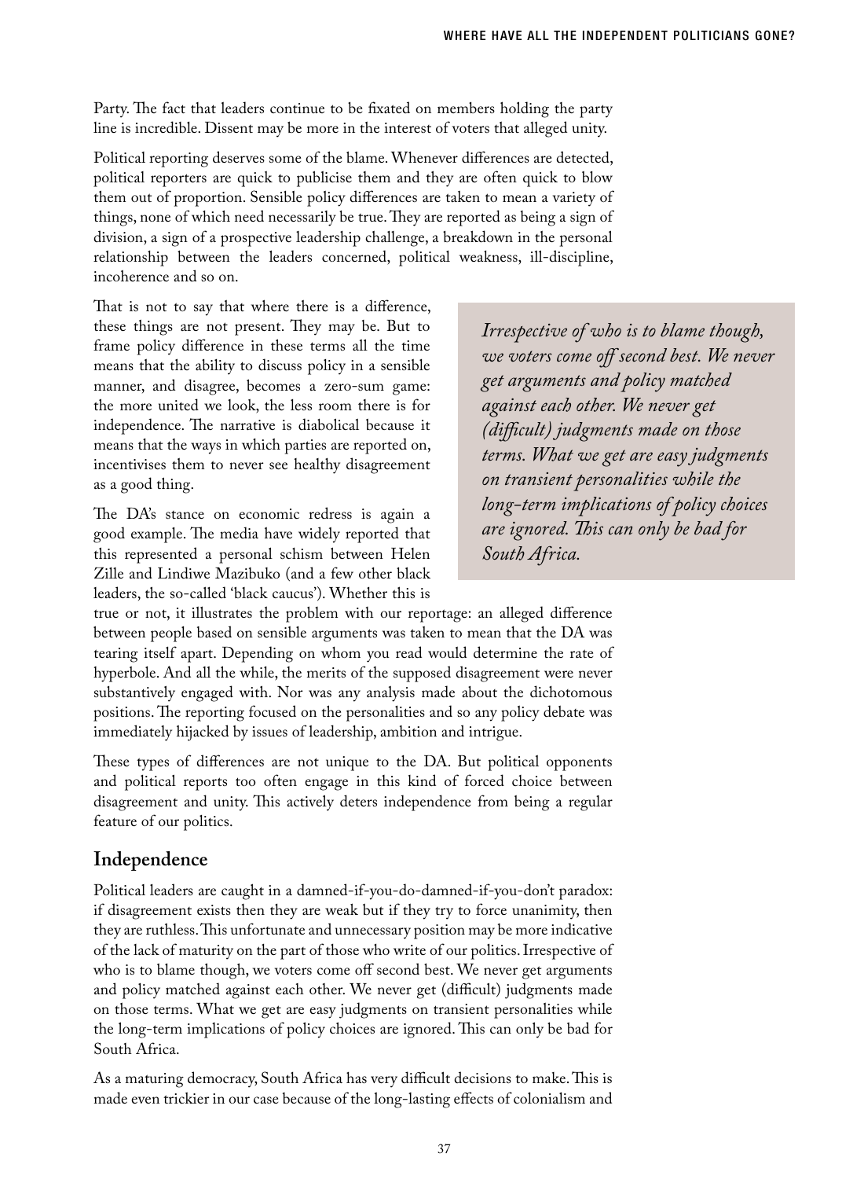Party. The fact that leaders continue to be fixated on members holding the party line is incredible. Dissent may be more in the interest of voters that alleged unity.

Political reporting deserves some of the blame. Whenever differences are detected, political reporters are quick to publicise them and they are often quick to blow them out of proportion. Sensible policy differences are taken to mean a variety of things, none of which need necessarily be true. They are reported as being a sign of division, a sign of a prospective leadership challenge, a breakdown in the personal relationship between the leaders concerned, political weakness, ill-discipline, incoherence and so on.

That is not to say that where there is a difference, these things are not present. They may be. But to frame policy difference in these terms all the time means that the ability to discuss policy in a sensible manner, and disagree, becomes a zero-sum game: the more united we look, the less room there is for independence. The narrative is diabolical because it means that the ways in which parties are reported on, incentivises them to never see healthy disagreement as a good thing.

The DA's stance on economic redress is again a good example. The media have widely reported that this represented a personal schism between Helen Zille and Lindiwe Mazibuko (and a few other black leaders, the so-called 'black caucus'). Whether this is true or not, it illustrates the problem with our reportage: an alleged difference between people based on sensible arguments was taken to mean that the DA was tearing itself apart. Depending on whom you read would determine the rate of hyperbole. And all the while, the merits of the supposed disagreement were never substantively engaged with. Nor was any analysis made about the dichotomous positions. The reporting focused on the personalities and so any policy debate was immediately hijacked by issues of leadership, ambition and intrigue.

These types of differences are not unique to the DA. But political opponents and political reports too often engage in this kind of forced choice between disagreement and unity. This actively deters independence from being a regular feature of our politics.

> *Irrespective of who is to blame though, we voters come off second best. We never get arguments and policy matched against each other. We never get (difficult) judgments made on those terms. What we get are easy judgments on transient personalities while the long-term implications of policy choices are ignored. This can only be bad for South Africa.*

## Independence

Political leaders are caught in a damned-if-you-do-damned-if-you-don't paradox: if disagreement exists then they are weak but if they try to force unanimity, then they are ruthless. This unfortunate and unnecessary position may be more indicative of the lack of maturity on the part of those who write of our politics. Irrespective of who is to blame though, we voters come off second best. We never get arguments and policy matched against each other. We never get (difficult) judgments made on those terms. What we get are easy judgments on transient personalities while the long-term implications of policy choices are ignored. This can only be bad for South Africa.

As a maturing democracy, South Africa has very difficult decisions to make. This is made even trickier in our case because of the long-lasting effects of colonialism and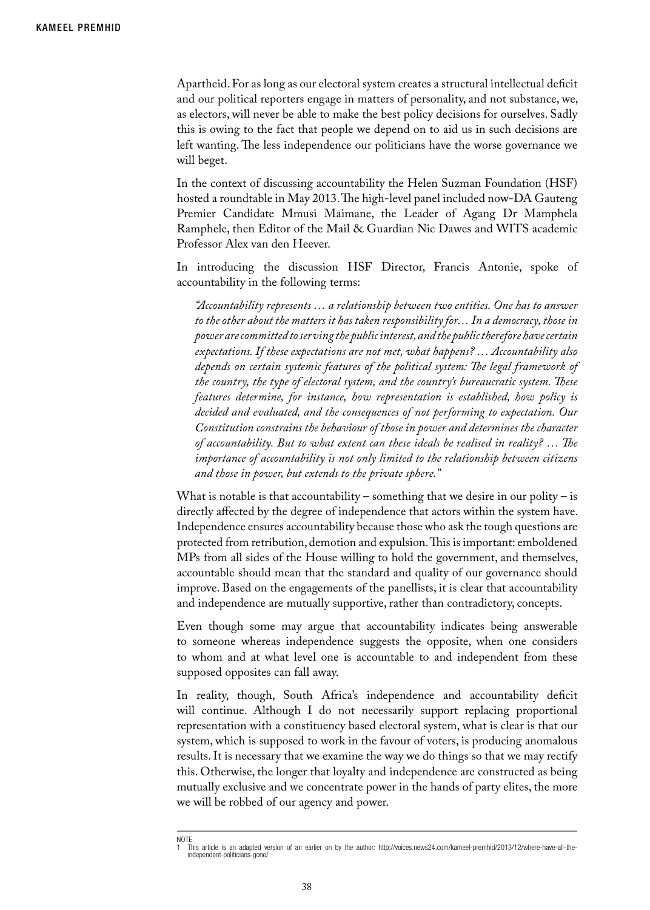Apartheid. For as long as our electoral system creates a structural intellectual deficit and our political reporters engage in matters of personality, and not substance, we, as electors, will never be able to make the best policy decisions for ourselves. Sadly this is owing to the fact that people we depend on to aid us in such decisions are left wanting. The less independence our politicians have the worse governance we will beget.

In the context of discussing accountability the Helen Suzman Foundation (HSF) hosted a roundtable in May 2013. The high-level panel included now-DA Gauteng Premier Candidate Mmusi Maimane, the Leader of Agang Dr Mamphela Ramphele, then Editor of the Mail & Guardian Nic Dawes and WITS academic Professor Alex van den Heever.

In introducing the discussion HSF Director, Francis Antonie, spoke of accountability in the following terms:

> *"Accountability represents … a relationship between two entities. One has to answer to the other about the matters it has taken responsibility for… In a democracy, those in power are committed to serving the public interest, and the public therefore have certain expectations. If these expectations are not met, what happens? … Accountability also depends on certain systemic features of the political system: The legal framework of the country, the type of electoral system, and the country's bureaucratic system. These features determine, for instance, how representation is established, how policy is decided and evaluated, and the consequences of not performing to expectation. Our Constitution constrains the behaviour of those in power and determines the character of accountability. But to what extent can these ideals be realised in reality? … The importance of accountability is not only limited to the relationship between citizens and those in power, but extends to the private sphere."*

What is notable is that accountability – something that we desire in our polity – is directly affected by the degree of independence that actors within the system have. Independence ensures accountability because those who ask the tough questions are protected from retribution, demotion and expulsion. This is important: emboldened MPs from all sides of the House willing to hold the government, and themselves, accountable should mean that the standard and quality of our governance should improve. Based on the engagements of the panellists, it is clear that accountability and independence are mutually supportive, rather than contradictory, concepts.

Even though some may argue that accountability indicates being answerable to someone whereas independence suggests the opposite, when one considers to whom and at what level one is accountable to and independent from these supposed opposites can fall away.

In reality, though, South Africa's independence and accountability deficit will continue. Although I do not necessarily support replacing proportional representation with a constituency based electoral system, what is clear is that our system, which is supposed to work in the favour of voters, is producing anomalous results. It is necessary that we examine the way we do things so that we may rectify this. Otherwise, the longer that loyalty and independence are constructed as being mutually exclusive and we concentrate power in the hands of party elites, the more we will be robbed of our agency and power.

---

NOTE

1 This article is an adapted version of an earlier on by the author: http://voices.news24.com/kameel-premhid/2013/12/where-have-all-the-independent-politicians-gone/